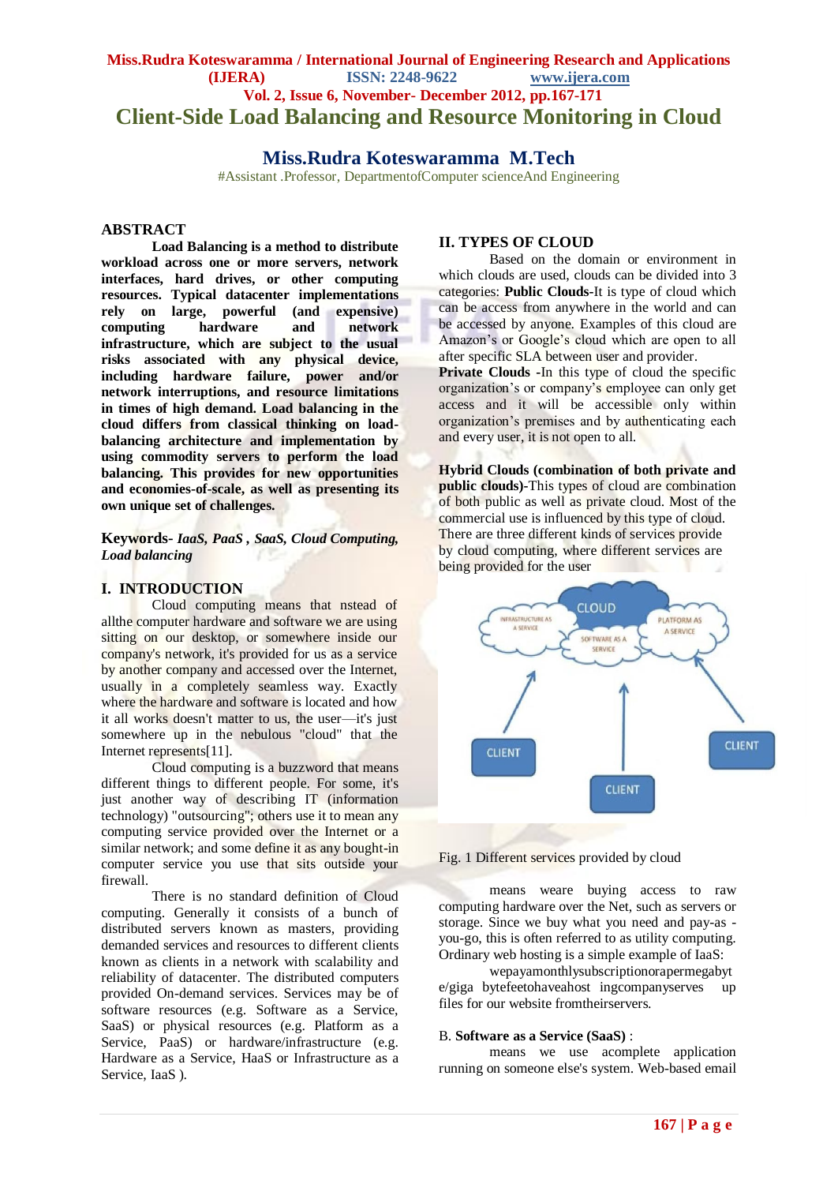# Client-Side Load Balancing and Resource Monitoring in Cloud

## Miss.Rudra Koteswaramma M.Tech

#Assistant .Professor, DepartmentofComputer scienceAnd Engineering

## ABSTRACT

**Load Balancing is a method to distribute workload across one or more servers, network interfaces, hard drives, or other computing resources. Typical datacenter implementations rely on large, powerful (and expensive) computing hardware and network infrastructure, which are subject to the usual risks associated with any physical device, including hardware failure, power and/or network interruptions, and resource limitations in times of high demand. Load balancing in the cloud differs from classical thinking on load-balancing architecture and implementation by using commodity servers to perform the load balancing. This provides for new opportunities and economies-of-scale, as well as presenting its own unique set of challenges.**

**Keywords-** ***IaaS, PaaS , SaaS, Cloud Computing, Load balancing***

## I. INTRODUCTION

Cloud computing means that nstead of allthe computer hardware and software we are using sitting on our desktop, or somewhere inside our company's network, it's provided for us as a service by another company and accessed over the Internet, usually in a completely seamless way. Exactly where the hardware and software is located and how it all works doesn't matter to us, the user—it's just somewhere up in the nebulous "cloud" that the Internet represents[11].

Cloud computing is a buzzword that means different things to different people. For some, it's just another way of describing IT (information technology) "outsourcing"; others use it to mean any computing service provided over the Internet or a similar network; and some define it as any bought-in computer service you use that sits outside your firewall.

There is no standard definition of Cloud computing. Generally it consists of a bunch of distributed servers known as masters, providing demanded services and resources to different clients known as clients in a network with scalability and reliability of datacenter. The distributed computers provided On-demand services. Services may be of software resources (e.g. Software as a Service, SaaS) or physical resources (e.g. Platform as a Service, PaaS) or hardware/infrastructure (e.g. Hardware as a Service, HaaS or Infrastructure as a Service, IaaS ).

## II. TYPES OF CLOUD

Based on the domain or environment in which clouds are used, clouds can be divided into 3 categories: **Public Clouds-**It is type of cloud which can be access from anywhere in the world and can be accessed by anyone. Examples of this cloud are Amazon's or Google's cloud which are open to all after specific SLA between user and provider.

**Private Clouds -**In this type of cloud the specific organization's or company's employee can only get access and it will be accessible only within organization's premises and by authenticating each and every user, it is not open to all.

**Hybrid Clouds (combination of both private and public clouds)-**This types of cloud are combination of both public as well as private cloud. Most of the commercial use is influenced by this type of cloud. There are three different kinds of services provide by cloud computing, where different services are being provided for the user

CLOUD
INFRASTRUCTURE AS A SERVICE
SOFTWARE AS A SERVICE
PLATFORM AS A SERVICE
CLIENT
CLIENT
CLIENT

Fig. 1 Different services provided by cloud

means weare buying access to raw computing hardware over the Net, such as servers or storage. Since we buy what you need and pay-as -you-go, this is often referred to as utility computing. Ordinary web hosting is a simple example of IaaS:

wepayamonthlysubscriptionorapermegabyt e/giga bytefeetohaveahost ingcompanyserves up files for our website fromtheirservers.

B. **Software as a Service (SaaS)** :

means we use acomplete application running on someone else's system. Web-based email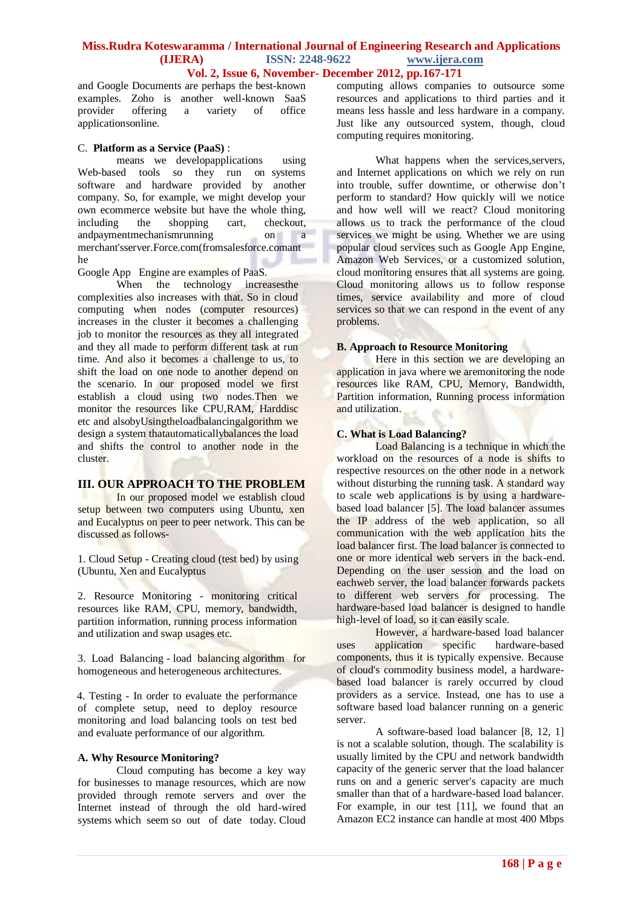and Google Documents are perhaps the best-known examples. Zoho is another well-known SaaS provider offering a variety of office applicationsonline.

C. **Platform as a Service (PaaS)** :

means we developapplications using Web-based tools so they run on systems software and hardware provided by another company. So, for example, we might develop your own ecommerce website but have the whole thing, including the shopping cart, checkout, andpaymentmechanismrunning on a merchant'sserver.Force.com(fromsalesforce.comant he Google App Engine are examples of PaaS.

When the technology increasesthe complexities also increases with that. So in cloud computing when nodes (computer resources) increases in the cluster it becomes a challenging job to monitor the resources as they all integrated and they all made to perform different task at run time. And also it becomes a challenge to us, to shift the load on one node to another depend on the scenario. In our proposed model we first establish a cloud using two nodes.Then we monitor the resources like CPU,RAM, Harddisc etc and alsobyUsingtheloadbalancingalgorithm we design a system thatautomaticallybalances the load and shifts the control to another node in the cluster.

## III. OUR APPROACH TO THE PROBLEM

In our proposed model we establish cloud setup between two computers using Ubuntu, xen and Eucalyptus on peer to peer network. This can be discussed as follows-

1. Cloud Setup - Creating cloud (test bed) by using (Ubuntu, Xen and Eucalyptus

2. Resource Monitoring - monitoring critical resources like RAM, CPU, memory, bandwidth, partition information, running process information and utilization and swap usages etc.

3. Load Balancing - load balancing algorithm for homogeneous and heterogeneous architectures.

4. Testing - In order to evaluate the performance of complete setup, need to deploy resource monitoring and load balancing tools on test bed and evaluate performance of our algorithm.

### A. Why Resource Monitoring?

Cloud computing has become a key way for businesses to manage resources, which are now provided through remote servers and over the Internet instead of through the old hard-wired systems which seem so out of date today. Cloud computing allows companies to outsource some resources and applications to third parties and it means less hassle and less hardware in a company. Just like any outsourced system, though, cloud computing requires monitoring.

What happens when the services,servers, and Internet applications on which we rely on run into trouble, suffer downtime, or otherwise don't perform to standard? How quickly will we notice and how well will we react? Cloud monitoring allows us to track the performance of the cloud services we might be using. Whether we are using popular cloud services such as Google App Engine, Amazon Web Services, or a customized solution, cloud monitoring ensures that all systems are going. Cloud monitoring allows us to follow response times, service availability and more of cloud services so that we can respond in the event of any problems.

### B. Approach to Resource Monitoring

Here in this section we are developing an application in java where we aremonitoring the node resources like RAM, CPU, Memory, Bandwidth, Partition information, Running process information and utilization.

### C. What is Load Balancing?

Load Balancing is a technique in which the workload on the resources of a node is shifts to respective resources on the other node in a network without disturbing the running task. A standard way to scale web applications is by using a hardware-based load balancer [5]. The load balancer assumes the IP address of the web application, so all communication with the web application hits the load balancer first. The load balancer is connected to one or more identical web servers in the back-end. Depending on the user session and the load on eachweb server, the load balancer forwards packets to different web servers for processing. The hardware-based load balancer is designed to handle high-level of load, so it can easily scale.

However, a hardware-based load balancer uses application specific hardware-based components, thus it is typically expensive. Because of cloud's commodity business model, a hardware-based load balancer is rarely occurred by cloud providers as a service. Instead, one has to use a software based load balancer running on a generic server.

A software-based load balancer [8, 12, 1] is not a scalable solution, though. The scalability is usually limited by the CPU and network bandwidth capacity of the generic server that the load balancer runs on and a generic server's capacity are much smaller than that of a hardware-based load balancer. For example, in our test [11], we found that an Amazon EC2 instance can handle at most 400 Mbps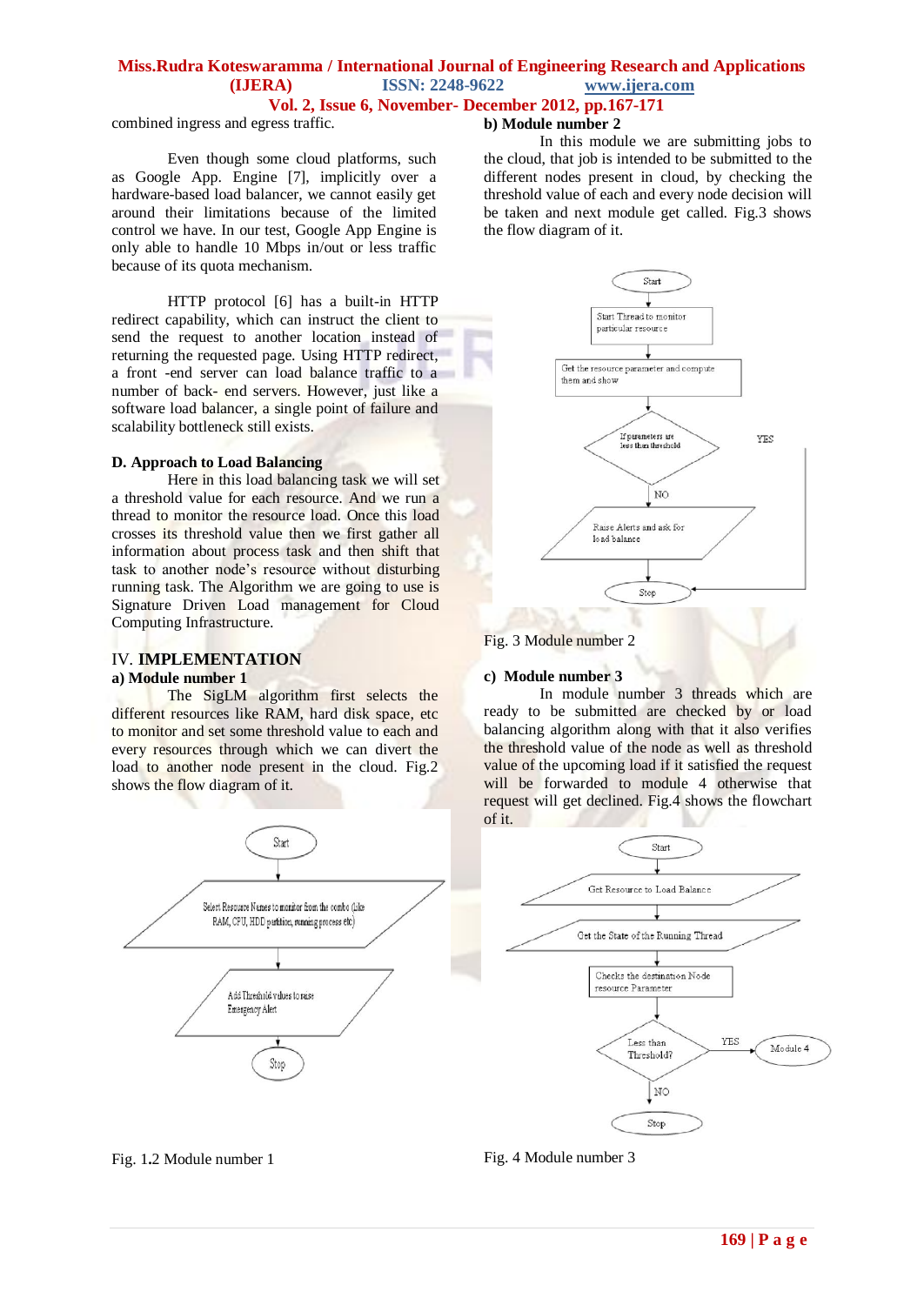combined ingress and egress traffic.

Even though some cloud platforms, such as Google App. Engine [7], implicitly over a hardware-based load balancer, we cannot easily get around their limitations because of the limited control we have. In our test, Google App Engine is only able to handle 10 Mbps in/out or less traffic because of its quota mechanism.

HTTP protocol [6] has a built-in HTTP redirect capability, which can instruct the client to send the request to another location instead of returning the requested page. Using HTTP redirect, a front -end server can load balance traffic to a number of back- end servers. However, just like a software load balancer, a single point of failure and scalability bottleneck still exists.

**D. Approach to Load Balancing**

Here in this load balancing task we will set a threshold value for each resource. And we run a thread to monitor the resource load. Once this load crosses its threshold value then we first gather all information about process task and then shift that task to another node's resource without disturbing running task. The Algorithm we are going to use is Signature Driven Load management for Cloud Computing Infrastructure.

## IV. IMPLEMENTATION

**a) Module number 1**

The SigLM algorithm first selects the different resources like RAM, hard disk space, etc to monitor and set some threshold value to each and every resources through which we can divert the load to another node present in the cloud. Fig.2 shows the flow diagram of it.

Start

Select Resource Names to monitor from the combo (like RAM, CPU, HDD partition, running process etc)

Add Threshold values to raise Emergency Alert

Stop

Fig. 1.2 Module number 1

**b) Module number 2**

In this module we are submitting jobs to the cloud, that job is intended to be submitted to the different nodes present in cloud, by checking the threshold value of each and every node decision will be taken and next module get called. Fig.3 shows the flow diagram of it.

Start

Start Thread to monitor particular resource

Get the resource parameter and compute them and show

If parameters are less than threshold

YES

NO

Raise Alerts and ask for load balance

Stop

Fig. 3 Module number 2

**c) Module number 3**

In module number 3 threads which are ready to be submitted are checked by or load balancing algorithm along with that it also verifies the threshold value of the node as well as threshold value of the upcoming load if it satisfied the request will be forwarded to module 4 otherwise that request will get declined. Fig.4 shows the flowchart of it.

Start

Get Resource to Load Balance

Get the State of the Running Thread

Checks the destination Node resource Parameter

Less than Threshold?

YES

Module 4

NO

Stop

Fig. 4 Module number 3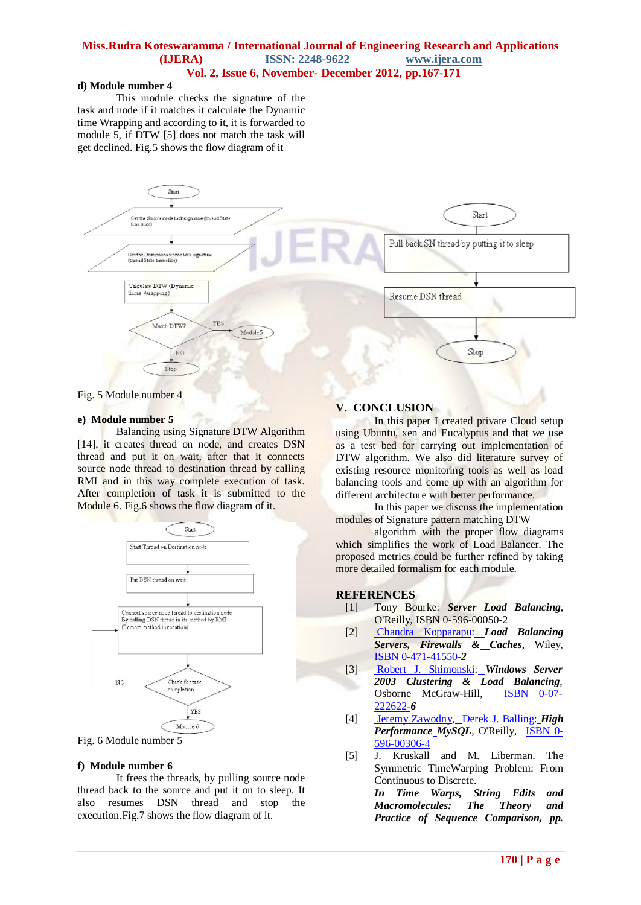### d) Module number 4

This module checks the signature of the task and node if it matches it calculate the Dynamic time Wrapping and according to it, it is forwarded to module 5, if DTW [5] does not match the task will get declined. Fig.5 shows the flow diagram of it

Start
Get the Source node task signature (thread State time slice)
Get the Destination node task signature (thread State time slice)
Calculate DTW (Dynamic Time Wrapping)
Match DTW?
YES
Module5
NO
Stop

Fig. 5 Module number 4

### e) Module number 5

Balancing using Signature DTW Algorithm [14], it creates thread on node, and creates DSN thread and put it on wait, after that it connects source node thread to destination thread by calling RMI and in this way complete execution of task. After completion of task it is submitted to the Module 6. Fig.6 shows the flow diagram of it.

Start
Start Thread on Destination node
Put DSN thread on wait
Connect source node thread to destination node By calling DSN thread in its method by RMI (Remote method invocation)
Check for task completion
NO
YES
Module 6

Fig. 6 Module number 5

### f) Module number 6

It frees the threads, by pulling source node thread back to the source and put it on to sleep. It also resumes DSN thread and stop the execution.Fig.7 shows the flow diagram of it.

Start
Pull back SN thread by putting it to sleep
Resume DSN thread
Stop

## V. CONCLUSION

In this paper I created private Cloud setup using Ubuntu, xen and Eucalyptus and that we use as a test bed for carrying out implementation of DTW algorithm. We also did literature survey of existing resource monitoring tools as well as load balancing tools and come up with an algorithm for different architecture with better performance.

In this paper we discuss the implementation modules of Signature pattern matching DTW

algorithm with the proper flow diagrams which simplifies the work of Load Balancer. The proposed metrics could be further refined by taking more detailed formalism for each module.

## REFERENCES

[1] Tony Bourke: ***Server Load Balancing***, O'Reilly, ISBN 0-596-00050-2

[2] Chandra Kopparapu: ***Load Balancing Servers, Firewalls & Caches***, Wiley, ISBN 0-471-41550-***2***

[3] Robert J. Shimonski: ***Windows Server 2003 Clustering & Load Balancing***, Osborne McGraw-Hill, ISBN 0-07-222622-***6***

[4] Jeremy Zawodny, Derek J. Balling: ***High Performance MySQL***, O'Reilly, ISBN 0-596-00306-4

[5] J. Kruskall and M. Liberman. The Symmetric TimeWarping Problem: From Continuous to Discrete. ***In Time Warps, String Edits and Macromolecules: The Theory and Practice of Sequence Comparison, pp.***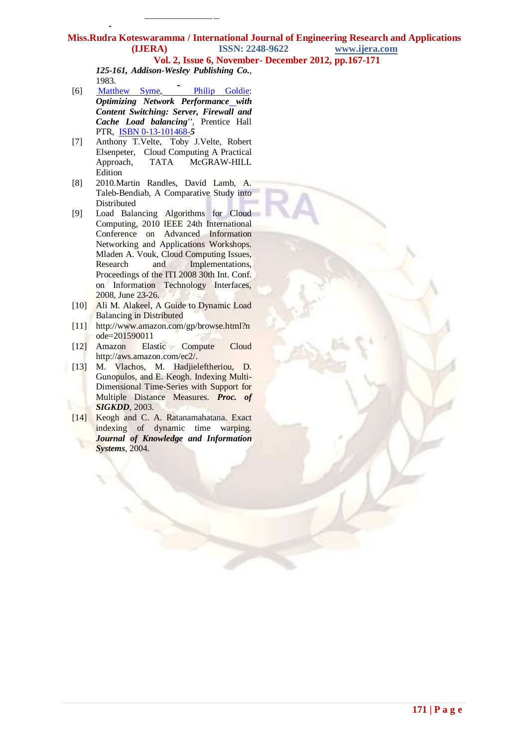125-161, *Addison-Wesley Publishing Co.*, 1983.

[6] Matthew Syme, Philip Goldie: ***Optimizing Network Performance with Content Switching: Server, Firewall and Cache Load balancing''***, Prentice Hall PTR, ISBN 0-13-101468-*5*

[7] Anthony T.Velte, Toby J.Velte, Robert Elsenpeter, Cloud Computing A Practical Approach, TATA McGRAW-HILL Edition

[8] 2010.Martin Randles, David Lamb, A. Taleb-Bendiab, A Comparative Study into Distributed

[9] Load Balancing Algorithms for Cloud Computing, 2010 IEEE 24th International Conference on Advanced Information Networking and Applications Workshops. Mladen A. Vouk, Cloud Computing Issues, Research and Implementations, Proceedings of the ITI 2008 30th Int. Conf. on Information Technology Interfaces, 2008, June 23-26.

[10] Ali M. Alakeel, A Guide to Dynamic Load Balancing in Distributed

[11] http://www.amazon.com/gp/browse.html?node=201590011

[12] Amazon Elastic Compute Cloud http://aws.amazon.com/ec2/.

[13] M. Vlachos, M. Hadjieleftheriou, D. Gunopulos, and E. Keogh. Indexing Multi-Dimensional Time-Series with Support for Multiple Distance Measures. ***Proc. of SIGKDD***, 2003.

[14] Keogh and C. A. Ratanamahatana. Exact indexing of dynamic time warping. ***Journal of Knowledge and Information Systems***, 2004.